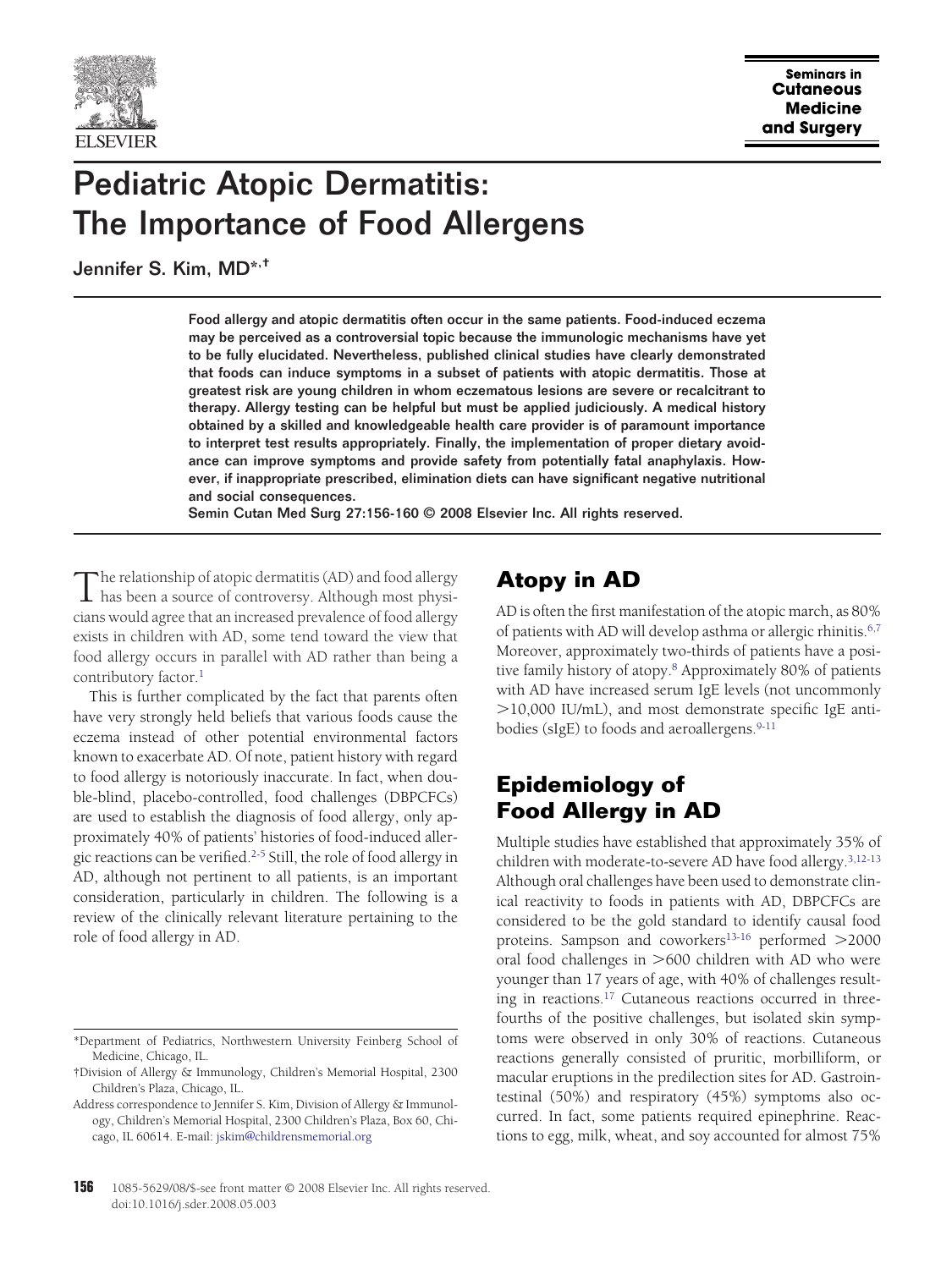# Pediatric Atopic Dermatitis: The Importance of Food Allergens

Jennifer S. Kim, MD[*,†]

**Food allergy and atopic dermatitis often occur in the same patients. Food-induced eczema may be perceived as a controversial topic because the immunologic mechanisms have yet to be fully elucidated. Nevertheless, published clinical studies have clearly demonstrated that foods can induce symptoms in a subset of patients with atopic dermatitis. Those at greatest risk are young children in whom eczematous lesions are severe or recalcitrant to therapy. Allergy testing can be helpful but must be applied judiciously. A medical history obtained by a skilled and knowledgeable health care provider is of paramount importance to interpret test results appropriately. Finally, the implementation of proper dietary avoidance can improve symptoms and provide safety from potentially fatal anaphylaxis. However, if inappropriate prescribed, elimination diets can have significant negative nutritional and social consequences.**

**Semin Cutan Med Surg 27:156-160 © 2008 Elsevier Inc. All rights reserved.**

The relationship of atopic dermatitis (AD) and food allergy has been a source of controversy. Although most physicians would agree that an increased prevalence of food allergy exists in children with AD, some tend toward the view that food allergy occurs in parallel with AD rather than being a contributory factor.[1]

This is further complicated by the fact that parents often have very strongly held beliefs that various foods cause the eczema instead of other potential environmental factors known to exacerbate AD. Of note, patient history with regard to food allergy is notoriously inaccurate. In fact, when double-blind, placebo-controlled, food challenges (DBPCFCs) are used to establish the diagnosis of food allergy, only approximately 40% of patients' histories of food-induced allergic reactions can be verified.[2-5] Still, the role of food allergy in AD, although not pertinent to all patients, is an important consideration, particularly in children. The following is a review of the clinically relevant literature pertaining to the role of food allergy in AD.

*Department of Pediatrics, Northwestern University Feinberg School of Medicine, Chicago, IL.

†Division of Allergy & Immunology, Children's Memorial Hospital, 2300 Children's Plaza, Chicago, IL.

Address correspondence to Jennifer S. Kim, Division of Allergy & Immunology, Children's Memorial Hospital, 2300 Children's Plaza, Box 60, Chicago, IL 60614. E-mail: jskim@childrensmemorial.org

## Atopy in AD

AD is often the first manifestation of the atopic march, as 80% of patients with AD will develop asthma or allergic rhinitis.[6,7] Moreover, approximately two-thirds of patients have a positive family history of atopy.[8] Approximately 80% of patients with AD have increased serum IgE levels (not uncommonly >10,000 IU/mL), and most demonstrate specific IgE antibodies (sIgE) to foods and aeroallergens.[9-11]

## Epidemiology of Food Allergy in AD

Multiple studies have established that approximately 35% of children with moderate-to-severe AD have food allergy.[3,12-13] Although oral challenges have been used to demonstrate clinical reactivity to foods in patients with AD, DBPCFCs are considered to be the gold standard to identify causal food proteins. Sampson and coworkers[13-16] performed >2000 oral food challenges in >600 children with AD who were younger than 17 years of age, with 40% of challenges resulting in reactions.[17] Cutaneous reactions occurred in three-fourths of the positive challenges, but isolated skin symptoms were observed in only 30% of reactions. Cutaneous reactions generally consisted of pruritic, morbilliform, or macular eruptions in the predilection sites for AD. Gastrointestinal (50%) and respiratory (45%) symptoms also occurred. In fact, some patients required epinephrine. Reactions to egg, milk, wheat, and soy accounted for almost 75%

1085-5629/08/$-see front matter © 2008 Elsevier Inc. All rights reserved.
doi:10.1016/j.sder.2008.05.003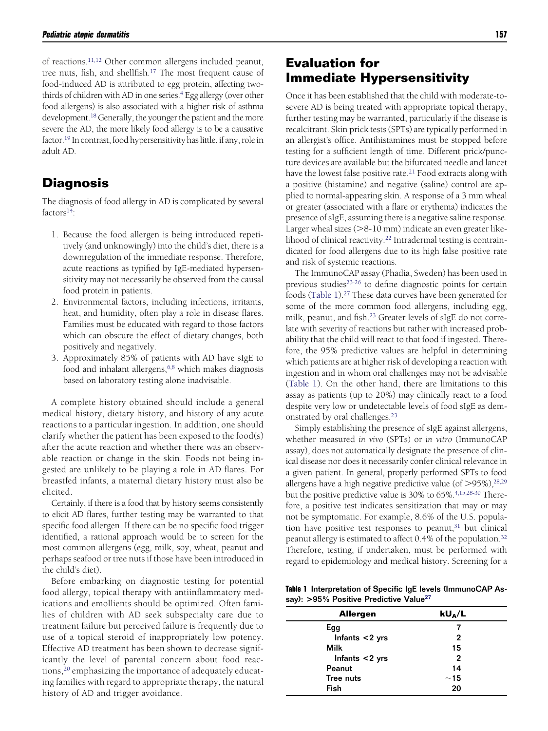of reactions.[11,12] Other common allergens included peanut, tree nuts, fish, and shellfish.[17] The most frequent cause of food-induced AD is attributed to egg protein, affecting two-thirds of children with AD in one series.[4] Egg allergy (over other food allergens) is also associated with a higher risk of asthma development.[18] Generally, the younger the patient and the more severe the AD, the more likely food allergy is to be a causative factor.[19] In contrast, food hypersensitivity has little, if any, role in adult AD.

## Diagnosis

The diagnosis of food allergy in AD is complicated by several factors[14]:

1. Because the food allergen is being introduced repetitively (and unknowingly) into the child's diet, there is a downregulation of the immediate response. Therefore, acute reactions as typified by IgE-mediated hypersensitivity may not necessarily be observed from the causal food protein in patients.
2. Environmental factors, including infections, irritants, heat, and humidity, often play a role in disease flares. Families must be educated with regard to those factors which can obscure the effect of dietary changes, both positively and negatively.
3. Approximately 85% of patients with AD have sIgE to food and inhalant allergens,[6,8] which makes diagnosis based on laboratory testing alone inadvisable.

A complete history obtained should include a general medical history, dietary history, and history of any acute reactions to a particular ingestion. In addition, one should clarify whether the patient has been exposed to the food(s) after the acute reaction and whether there was an observable reaction or change in the skin. Foods not being ingested are unlikely to be playing a role in AD flares. For breastfed infants, a maternal dietary history must also be elicited.

Certainly, if there is a food that by history seems consistently to elicit AD flares, further testing may be warranted to that specific food allergen. If there can be no specific food trigger identified, a rational approach would be to screen for the most common allergens (egg, milk, soy, wheat, peanut and perhaps seafood or tree nuts if those have been introduced in the child's diet).

Before embarking on diagnostic testing for potential food allergy, topical therapy with antiinflammatory medications and emollients should be optimized. Often families of children with AD seek subspecialty care due to treatment failure but perceived failure is frequently due to use of a topical steroid of inappropriately low potency. Effective AD treatment has been shown to decrease significantly the level of parental concern about food reactions,[20] emphasizing the importance of adequately educating families with regard to appropriate therapy, the natural history of AD and trigger avoidance.

## Evaluation for Immediate Hypersensitivity

Once it has been established that the child with moderate-to-severe AD is being treated with appropriate topical therapy, further testing may be warranted, particularly if the disease is recalcitrant. Skin prick tests (SPTs) are typically performed in an allergist's office. Antihistamines must be stopped before testing for a sufficient length of time. Different prick/puncture devices are available but the bifurcated needle and lancet have the lowest false positive rate.[21] Food extracts along with a positive (histamine) and negative (saline) control are applied to normal-appearing skin. A response of a 3 mm wheal or greater (associated with a flare or erythema) indicates the presence of sIgE, assuming there is a negative saline response. Larger wheal sizes (>8-10 mm) indicate an even greater likelihood of clinical reactivity.[22] Intradermal testing is contraindicated for food allergens due to its high false positive rate and risk of systemic reactions.

The ImmunoCAP assay (Phadia, Sweden) has been used in previous studies[23-26] to define diagnostic points for certain foods (Table 1).[27] These data curves have been generated for some of the more common food allergens, including egg, milk, peanut, and fish.[23] Greater levels of sIgE do not correlate with severity of reactions but rather with increased probability that the child will react to that food if ingested. Therefore, the 95% predictive values are helpful in determining which patients are at higher risk of developing a reaction with ingestion and in whom oral challenges may not be advisable (Table 1). On the other hand, there are limitations to this assay as patients (up to 20%) may clinically react to a food despite very low or undetectable levels of food sIgE as demonstrated by oral challenges.[23]

Simply establishing the presence of sIgE against allergens, whether measured *in vivo* (SPTs) or *in vitro* (ImmunoCAP assay), does not automatically designate the presence of clinical disease nor does it necessarily confer clinical relevance in a given patient. In general, properly performed SPTs to food allergens have a high negative predictive value (of >95%),[28,29] but the positive predictive value is 30% to 65%.[4,15,28-30] Therefore, a positive test indicates sensitization that may or may not be symptomatic. For example, 8.6% of the U.S. population have positive test responses to peanut,[31] but clinical peanut allergy is estimated to affect 0.4% of the population.[32] Therefore, testing, if undertaken, must be performed with regard to epidemiology and medical history. Screening for a

**Table 1** Interpretation of Specific IgE levels (ImmunoCAP Assay): >95% Positive Predictive Value[27]

| Allergen | $kU_A/L$ |
|---|---|
| Egg | 7 |
| Infants <2 yrs | 2 |
| Milk | 15 |
| Infants <2 yrs | 2 |
| Peanut | 14 |
| Tree nuts | ~15 |
| Fish | 20 |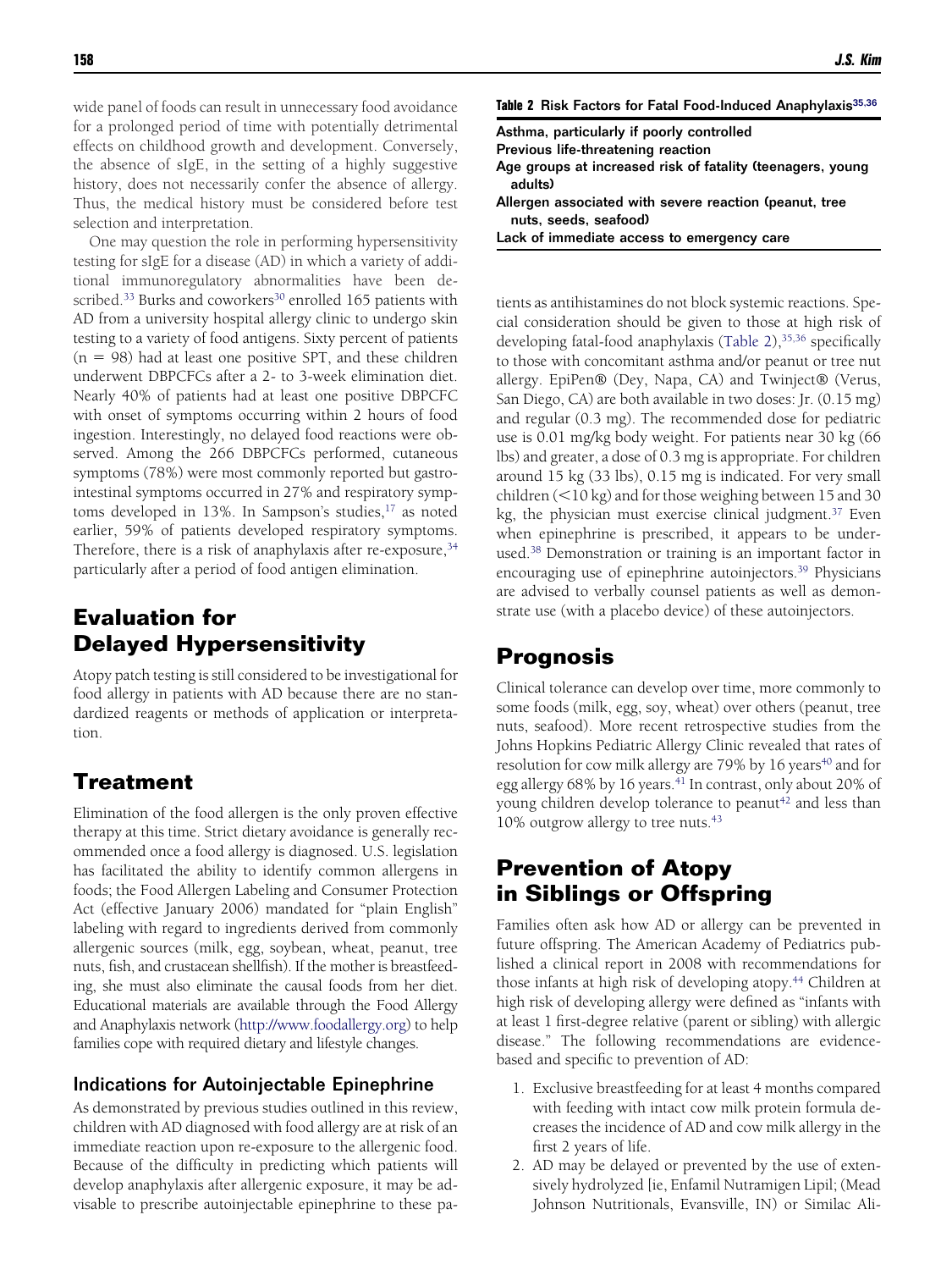wide panel of foods can result in unnecessary food avoidance for a prolonged period of time with potentially detrimental effects on childhood growth and development. Conversely, the absence of sIgE, in the setting of a highly suggestive history, does not necessarily confer the absence of allergy. Thus, the medical history must be considered before test selection and interpretation.

One may question the role in performing hypersensitivity testing for sIgE for a disease (AD) in which a variety of additional immunoregulatory abnormalities have been described.[33] Burks and coworkers[30] enrolled 165 patients with AD from a university hospital allergy clinic to undergo skin testing to a variety of food antigens. Sixty percent of patients (n = 98) had at least one positive SPT, and these children underwent DBPCFCs after a 2- to 3-week elimination diet. Nearly 40% of patients had at least one positive DBPCFC with onset of symptoms occurring within 2 hours of food ingestion. Interestingly, no delayed food reactions were observed. Among the 266 DBPCFCs performed, cutaneous symptoms (78%) were most commonly reported but gastrointestinal symptoms occurred in 27% and respiratory symptoms developed in 13%. In Sampson's studies,[17] as noted earlier, 59% of patients developed respiratory symptoms. Therefore, there is a risk of anaphylaxis after re-exposure,[34] particularly after a period of food antigen elimination.

## Evaluation for Delayed Hypersensitivity

Atopy patch testing is still considered to be investigational for food allergy in patients with AD because there are no standardized reagents or methods of application or interpretation.

## Treatment

Elimination of the food allergen is the only proven effective therapy at this time. Strict dietary avoidance is generally recommended once a food allergy is diagnosed. U.S. legislation has facilitated the ability to identify common allergens in foods; the Food Allergen Labeling and Consumer Protection Act (effective January 2006) mandated for "plain English" labeling with regard to ingredients derived from commonly allergenic sources (milk, egg, soybean, wheat, peanut, tree nuts, fish, and crustacean shellfish). If the mother is breastfeeding, she must also eliminate the causal foods from her diet. Educational materials are available through the Food Allergy and Anaphylaxis network (http://www.foodallergy.org) to help families cope with required dietary and lifestyle changes.

### Indications for Autoinjectable Epinephrine

As demonstrated by previous studies outlined in this review, children with AD diagnosed with food allergy are at risk of an immediate reaction upon re-exposure to the allergenic food. Because of the difficulty in predicting which patients will develop anaphylaxis after allergenic exposure, it may be advisable to prescribe autoinjectable epinephrine to these patients as antihistamines do not block systemic reactions. Special consideration should be given to those at high risk of developing fatal-food anaphylaxis (Table 2),[35,36] specifically to those with concomitant asthma and/or peanut or tree nut allergy. EpiPen® (Dey, Napa, CA) and Twinject® (Verus, San Diego, CA) are both available in two doses: Jr. (0.15 mg) and regular (0.3 mg). The recommended dose for pediatric use is 0.01 mg/kg body weight. For patients near 30 kg (66 lbs) and greater, a dose of 0.3 mg is appropriate. For children around 15 kg (33 lbs), 0.15 mg is indicated. For very small children (<10 kg) and for those weighing between 15 and 30 kg, the physician must exercise clinical judgment.[37] Even when epinephrine is prescribed, it appears to be underused.[38] Demonstration or training is an important factor in encouraging use of epinephrine autoinjectors.[39] Physicians are advised to verbally counsel patients as well as demonstrate use (with a placebo device) of these autoinjectors.

**Table 2** Risk Factors for Fatal Food-Induced Anaphylaxis[35,36]

| |
|---|
| Asthma, particularly if poorly controlled |
| Previous life-threatening reaction |
| Age groups at increased risk of fatality (teenagers, young adults) |
| Allergen associated with severe reaction (peanut, tree nuts, seeds, seafood) |
| Lack of immediate access to emergency care |

## Prognosis

Clinical tolerance can develop over time, more commonly to some foods (milk, egg, soy, wheat) over others (peanut, tree nuts, seafood). More recent retrospective studies from the Johns Hopkins Pediatric Allergy Clinic revealed that rates of resolution for cow milk allergy are 79% by 16 years[40] and for egg allergy 68% by 16 years.[41] In contrast, only about 20% of young children develop tolerance to peanut[42] and less than 10% outgrow allergy to tree nuts.[43]

## Prevention of Atopy in Siblings or Offspring

Families often ask how AD or allergy can be prevented in future offspring. The American Academy of Pediatrics published a clinical report in 2008 with recommendations for those infants at high risk of developing atopy.[44] Children at high risk of developing allergy were defined as "infants with at least 1 first-degree relative (parent or sibling) with allergic disease." The following recommendations are evidence-based and specific to prevention of AD:

1. Exclusive breastfeeding for at least 4 months compared with feeding with intact cow milk protein formula decreases the incidence of AD and cow milk allergy in the first 2 years of life.
2. AD may be delayed or prevented by the use of extensively hydrolyzed [ie, Enfamil Nutramigen Lipil; (Mead Johnson Nutritionals, Evansville, IN) or Similac Ali-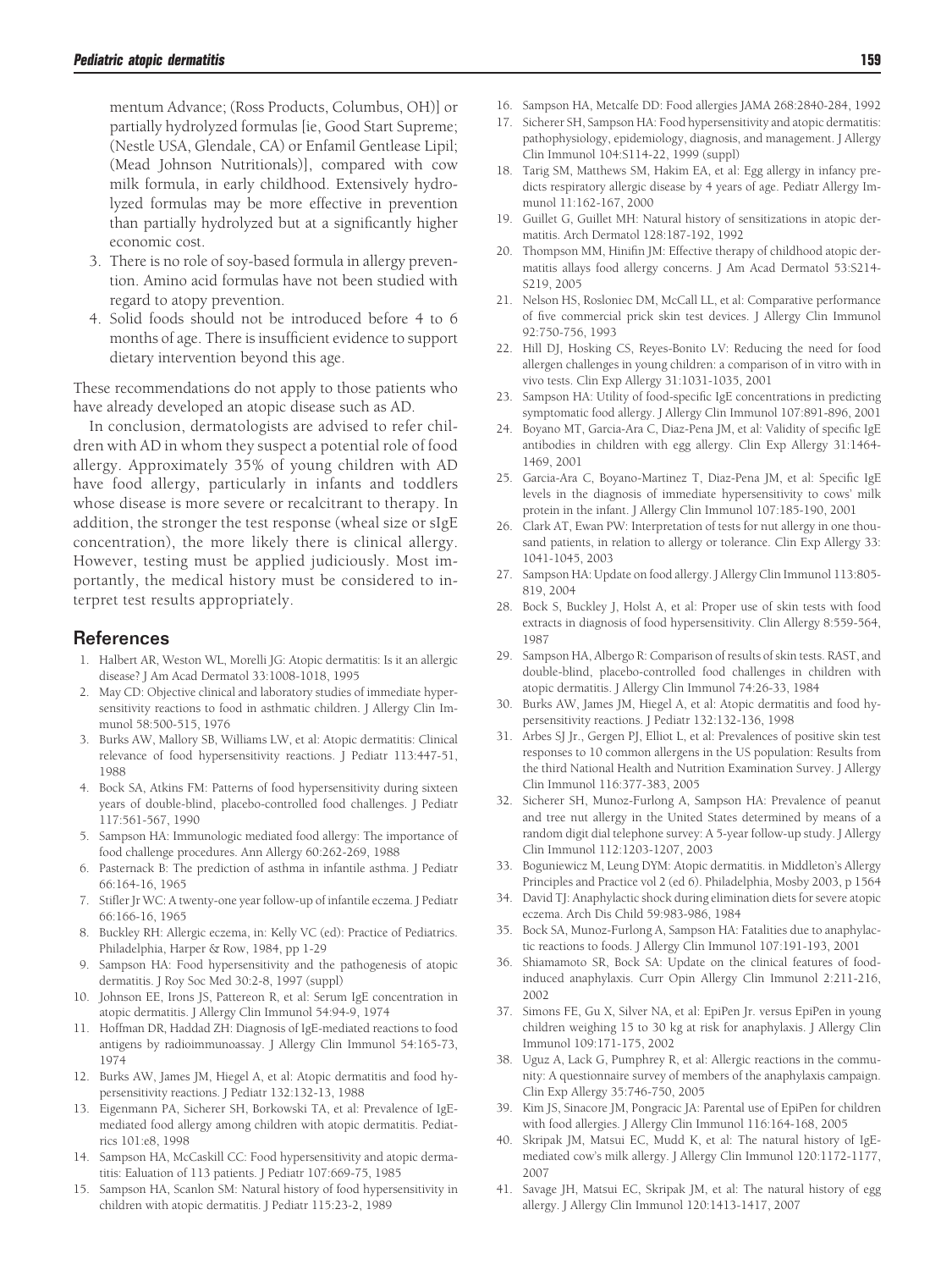mentum Advance; (Ross Products, Columbus, OH)] or partially hydrolyzed formulas [ie, Good Start Supreme; (Nestle USA, Glendale, CA) or Enfamil Gentlease Lipil; (Mead Johnson Nutritionals)], compared with cow milk formula, in early childhood. Extensively hydrolyzed formulas may be more effective in prevention than partially hydrolyzed but at a significantly higher economic cost.

3. There is no role of soy-based formula in allergy prevention. Amino acid formulas have not been studied with regard to atopy prevention.
4. Solid foods should not be introduced before 4 to 6 months of age. There is insufficient evidence to support dietary intervention beyond this age.

These recommendations do not apply to those patients who have already developed an atopic disease such as AD.

In conclusion, dermatologists are advised to refer children with AD in whom they suspect a potential role of food allergy. Approximately 35% of young children with AD have food allergy, particularly in infants and toddlers whose disease is more severe or recalcitrant to therapy. In addition, the stronger the test response (wheal size or sIgE concentration), the more likely there is clinical allergy. However, testing must be applied judiciously. Most importantly, the medical history must be considered to interpret test results appropriately.

## References

1. Halbert AR, Weston WL, Morelli JG: Atopic dermatitis: Is it an allergic disease? J Am Acad Dermatol 33:1008-1018, 1995
2. May CD: Objective clinical and laboratory studies of immediate hypersensitivity reactions to food in asthmatic children. J Allergy Clin Immunol 58:500-515, 1976
3. Burks AW, Mallory SB, Williams LW, et al: Atopic dermatitis: Clinical relevance of food hypersensitivity reactions. J Pediatr 113:447-51, 1988
4. Bock SA, Atkins FM: Patterns of food hypersensitivity during sixteen years of double-blind, placebo-controlled food challenges. J Pediatr 117:561-567, 1990
5. Sampson HA: Immunologic mediated food allergy: The importance of food challenge procedures. Ann Allergy 60:262-269, 1988
6. Pasternack B: The prediction of asthma in infantile asthma. J Pediatr 66:164-16, 1965
7. Stifler Jr WC: A twenty-one year follow-up of infantile eczema. J Pediatr 66:166-16, 1965
8. Buckley RH: Allergic eczema, in: Kelly VC (ed): Practice of Pediatrics. Philadelphia, Harper & Row, 1984, pp 1-29
9. Sampson HA: Food hypersensitivity and the pathogenesis of atopic dermatitis. J Roy Soc Med 30:2-8, 1997 (suppl)
10. Johnson EE, Irons JS, Pattereon R, et al: Serum IgE concentration in atopic dermatitis. J Allergy Clin Immunol 54:94-9, 1974
11. Hoffman DR, Haddad ZH: Diagnosis of IgE-mediated reactions to food antigens by radioimmunoassay. J Allergy Clin Immunol 54:165-73, 1974
12. Burks AW, James JM, Hiegel A, et al: Atopic dermatitis and food hypersensitivity reactions. J Pediatr 132:132-13, 1988
13. Eigenmann PA, Sicherer SH, Borkowski TA, et al: Prevalence of IgE-mediated food allergy among children with atopic dermatitis. Pediatrics 101:e8, 1998
14. Sampson HA, McCaskill CC: Food hypersensitivity and atopic dermatitis: Ealuation of 113 patients. J Pediatr 107:669-75, 1985
15. Sampson HA, Scanlon SM: Natural history of food hypersensitivity in children with atopic dermatitis. J Pediatr 115:23-2, 1989
16. Sampson HA, Metcalfe DD: Food allergies JAMA 268:2840-284, 1992
17. Sicherer SH, Sampson HA: Food hypersensitivity and atopic dermatitis: pathophysiology, epidemiology, diagnosis, and management. J Allergy Clin Immunol 104:S114-22, 1999 (suppl)
18. Tarig SM, Matthews SM, Hakim EA, et al: Egg allergy in infancy predicts respiratory allergic disease by 4 years of age. Pediatr Allergy Immunol 11:162-167, 2000
19. Guillet G, Guillet MH: Natural history of sensitizations in atopic dermatitis. Arch Dermatol 128:187-192, 1992
20. Thompson MM, Hinifin JM: Effective therapy of childhood atopic dermatitis allays food allergy concerns. J Am Acad Dermatol 53:S214-S219, 2005
21. Nelson HS, Rosloniec DM, McCall LL, et al: Comparative performance of five commercial prick skin test devices. J Allergy Clin Immunol 92:750-756, 1993
22. Hill DJ, Hosking CS, Reyes-Bonito LV: Reducing the need for food allergen challenges in young children: a comparison of in vitro with in vivo tests. Clin Exp Allergy 31:1031-1035, 2001
23. Sampson HA: Utility of food-specific IgE concentrations in predicting symptomatic food allergy. J Allergy Clin Immunol 107:891-896, 2001
24. Boyano MT, Garcia-Ara C, Diaz-Pena JM, et al: Validity of specific IgE antibodies in children with egg allergy. Clin Exp Allergy 31:1464-1469, 2001
25. Garcia-Ara C, Boyano-Martinez T, Diaz-Pena JM, et al: Specific IgE levels in the diagnosis of immediate hypersensitivity to cows' milk protein in the infant. J Allergy Clin Immunol 107:185-190, 2001
26. Clark AT, Ewan PW: Interpretation of tests for nut allergy in one thousand patients, in relation to allergy or tolerance. Clin Exp Allergy 33: 1041-1045, 2003
27. Sampson HA: Update on food allergy. J Allergy Clin Immunol 113:805-819, 2004
28. Bock S, Buckley J, Holst A, et al: Proper use of skin tests with food extracts in diagnosis of food hypersensitivity. Clin Allergy 8:559-564, 1987
29. Sampson HA, Albergo R: Comparison of results of skin tests. RAST, and double-blind, placebo-controlled food challenges in children with atopic dermatitis. J Allergy Clin Immunol 74:26-33, 1984
30. Burks AW, James JM, Hiegel A, et al: Atopic dermatitis and food hypersensitivity reactions. J Pediatr 132:132-136, 1998
31. Arbes SJ Jr., Gergen PJ, Elliot L, et al: Prevalences of positive skin test responses to 10 common allergens in the US population: Results from the third National Health and Nutrition Examination Survey. J Allergy Clin Immunol 116:377-383, 2005
32. Sicherer SH, Munoz-Furlong A, Sampson HA: Prevalence of peanut and tree nut allergy in the United States determined by means of a random digit dial telephone survey: A 5-year follow-up study. J Allergy Clin Immunol 112:1203-1207, 2003
33. Boguniewicz M, Leung DYM: Atopic dermatitis. in Middleton's Allergy Principles and Practice vol 2 (ed 6). Philadelphia, Mosby 2003, p 1564
34. David TJ: Anaphylactic shock during elimination diets for severe atopic eczema. Arch Dis Child 59:983-986, 1984
35. Bock SA, Munoz-Furlong A, Sampson HA: Fatalities due to anaphylactic reactions to foods. J Allergy Clin Immunol 107:191-193, 2001
36. Shiamamoto SR, Bock SA: Update on the clinical features of food-induced anaphylaxis. Curr Opin Allergy Clin Immunol 2:211-216, 2002
37. Simons FE, Gu X, Silver NA, et al: EpiPen Jr. versus EpiPen in young children weighing 15 to 30 kg at risk for anaphylaxis. J Allergy Clin Immunol 109:171-175, 2002
38. Uguz A, Lack G, Pumphrey R, et al: Allergic reactions in the community: A questionnaire survey of members of the anaphylaxis campaign. Clin Exp Allergy 35:746-750, 2005
39. Kim JS, Sinacore JM, Pongracic JA: Parental use of EpiPen for children with food allergies. J Allergy Clin Immunol 116:164-168, 2005
40. Skripak JM, Matsui EC, Mudd K, et al: The natural history of IgE-mediated cow's milk allergy. J Allergy Clin Immunol 120:1172-1177, 2007
41. Savage JH, Matsui EC, Skripak JM, et al: The natural history of egg allergy. J Allergy Clin Immunol 120:1413-1417, 2007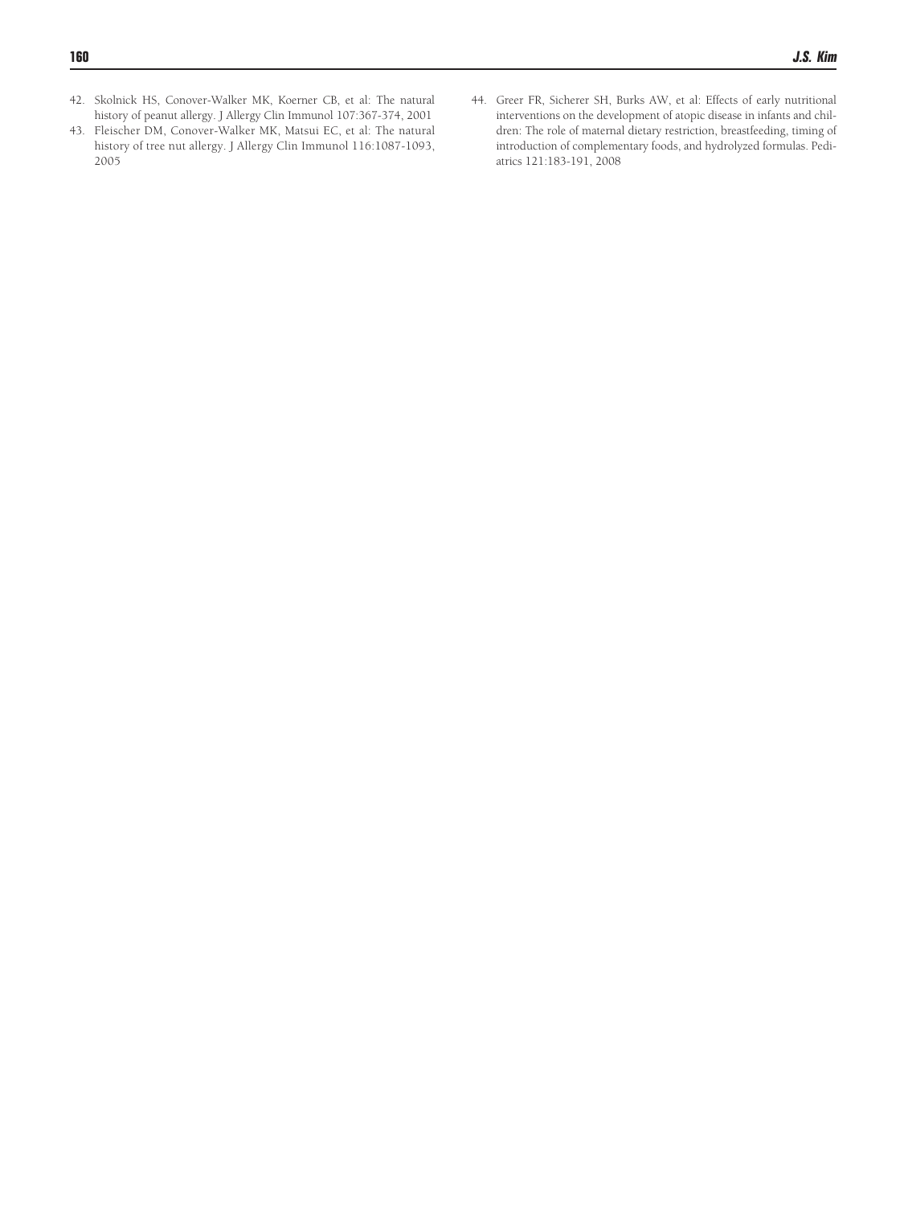42. Skolnick HS, Conover-Walker MK, Koerner CB, et al: The natural history of peanut allergy. J Allergy Clin Immunol 107:367-374, 2001
43. Fleischer DM, Conover-Walker MK, Matsui EC, et al: The natural history of tree nut allergy. J Allergy Clin Immunol 116:1087-1093, 2005
44. Greer FR, Sicherer SH, Burks AW, et al: Effects of early nutritional interventions on the development of atopic disease in infants and children: The role of maternal dietary restriction, breastfeeding, timing of introduction of complementary foods, and hydrolyzed formulas. Pediatrics 121:183-191, 2008